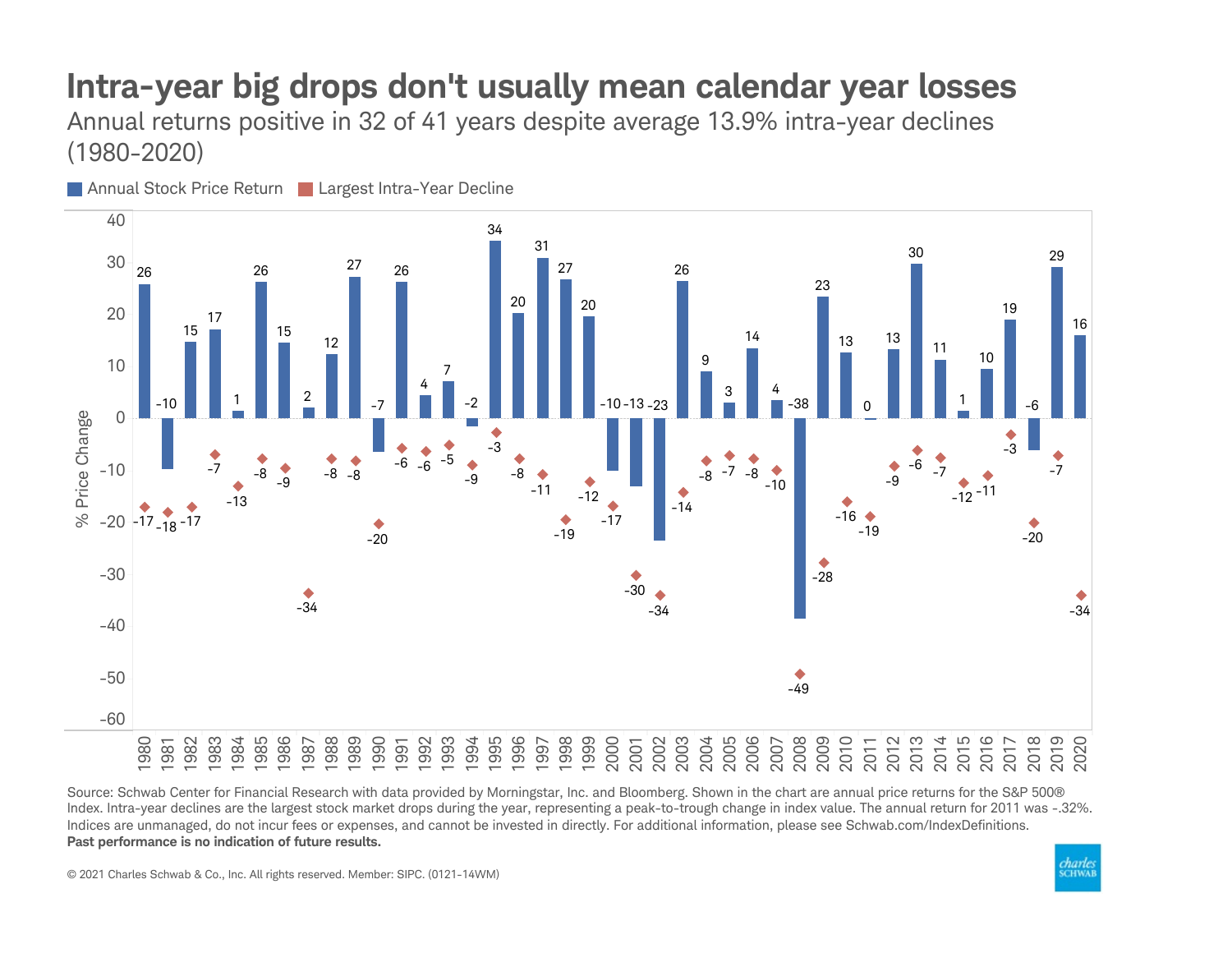# Intra-year big drops don't usually mean calendar year losses

Annual returns positive in 32 of 41 years despite average 13.9% intra-year declines (1980-2020)

| Year | Annual Stock Price Return | Largest Intra-Year Decline |
|---|---|---|
| 1980 | 26 | -17 |
| 1981 | -10 | -18 |
| 1982 | 15 | -17 |
| 1983 | 17 | -7 |
| 1984 | 1 | -13 |
| 1985 | 26 | -8 |
| 1986 | 15 | -9 |
| 1987 | 2 | -34 |
| 1988 | 12 | -8 |
| 1989 | 27 | -8 |
| 1990 | -7 | -20 |
| 1991 | 26 | -6 |
| 1992 | 4 | -6 |
| 1993 | 7 | -5 |
| 1994 | -2 | -9 |
| 1995 | 34 | -3 |
| 1996 | 20 | -8 |
| 1997 | 31 | -11 |
| 1998 | 27 | -19 |
| 1999 | 20 | -12 |
| 2000 | -10 | -17 |
| 2001 | -13 | -30 |
| 2002 | -23 | -34 |
| 2003 | 26 | -14 |
| 2004 | 9 | -8 |
| 2005 | 3 | -7 |
| 2006 | 14 | -8 |
| 2007 | 4 | -10 |
| 2008 | -38 | -49 |
| 2009 | 23 | -28 |
| 2010 | 13 | -16 |
| 2011 | 0 | -19 |
| 2012 | 13 | -9 |
| 2013 | 30 | -6 |
| 2014 | 11 | -7 |
| 2015 | 1 | -12 |
| 2016 | 10 | -11 |
| 2017 | 19 | -3 |
| 2018 | -6 | -20 |
| 2019 | 29 | -7 |
| 2020 | 16 | -34 |

Source: Schwab Center for Financial Research with data provided by Morningstar, Inc. and Bloomberg. Shown in the chart are annual price returns for the S&P 500® Index. Intra-year declines are the largest stock market drops during the year, representing a peak-to-trough change in index value. The annual return for 2011 was -.32%. Indices are unmanaged, do not incur fees or expenses, and cannot be invested in directly. For additional information, please see Schwab.com/IndexDefinitions.
**Past performance is no indication of future results.**

© 2021 Charles Schwab & Co., Inc. All rights reserved. Member: SIPC. (0121-14WM)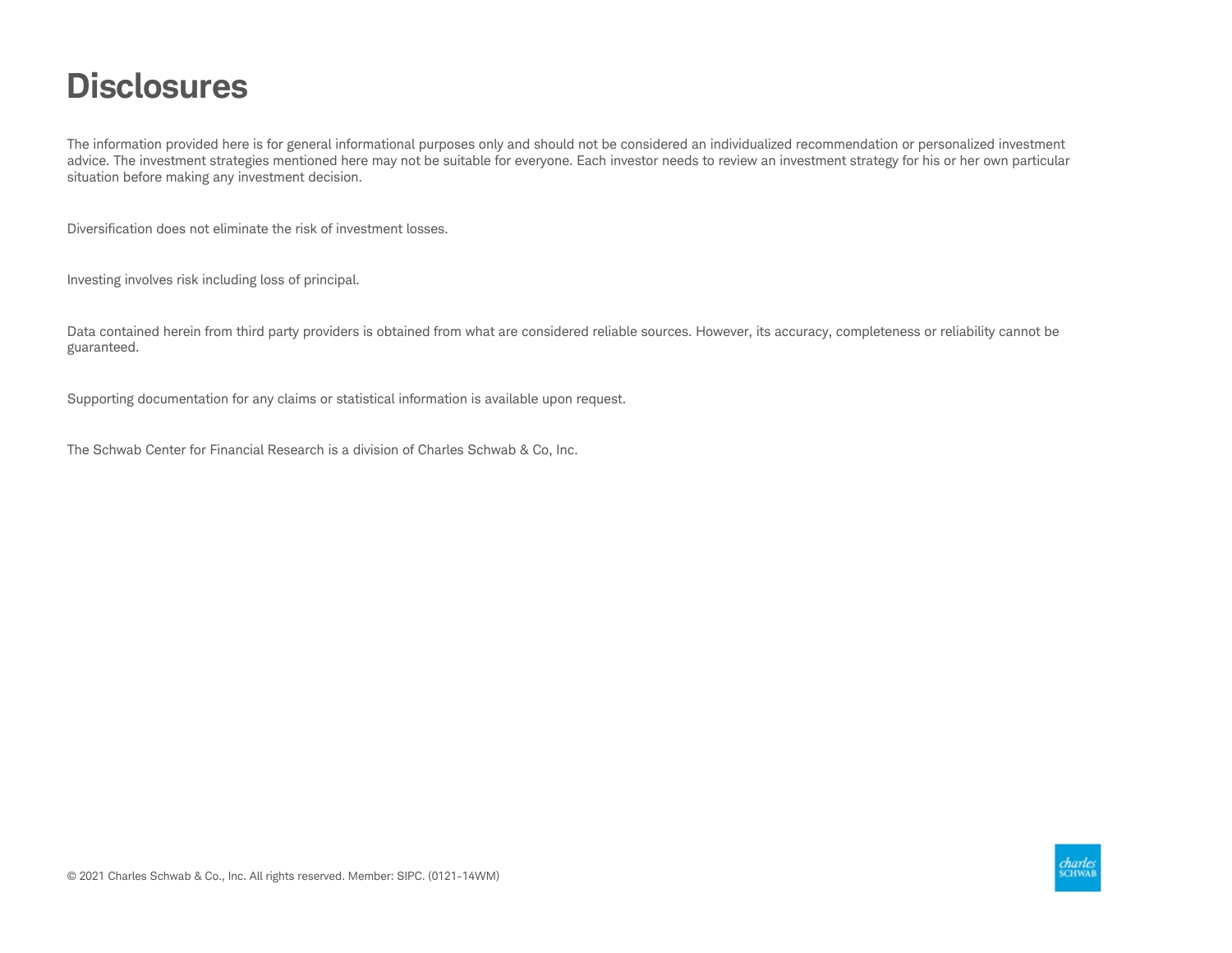# Disclosures

The information provided here is for general informational purposes only and should not be considered an individualized recommendation or personalized investment advice. The investment strategies mentioned here may not be suitable for everyone. Each investor needs to review an investment strategy for his or her own particular situation before making any investment decision.

Diversification does not eliminate the risk of investment losses.

Investing involves risk including loss of principal.

Data contained herein from third party providers is obtained from what are considered reliable sources. However, its accuracy, completeness or reliability cannot be guaranteed.

Supporting documentation for any claims or statistical information is available upon request.

The Schwab Center for Financial Research is a division of Charles Schwab & Co, Inc.

© 2021 Charles Schwab & Co., Inc. All rights reserved. Member: SIPC. (0121-14WM)